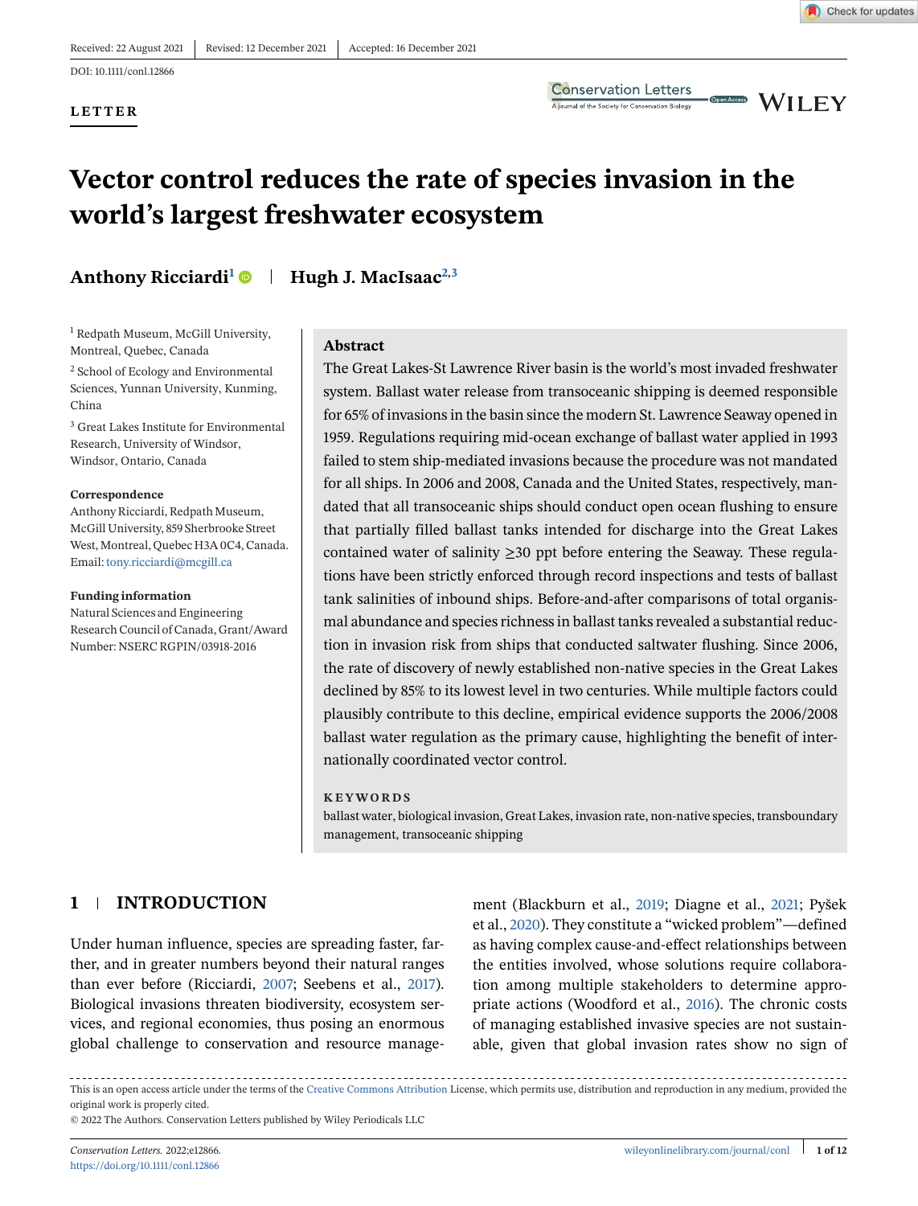Received: 22 August 2021 | Revised: 12 December 2021 | Accepted: 16 December 2021

DOI: 10.1111/conl.12866

**LETTER**

# Vector control reduces the rate of species invasion in the world's largest freshwater ecosystem

**Anthony Ricciardi**[1] | **Hugh J. MacIsaac**[2,3]

[1] Redpath Museum, McGill University, Montreal, Quebec, Canada

[2] School of Ecology and Environmental Sciences, Yunnan University, Kunming, China

[3] Great Lakes Institute for Environmental Research, University of Windsor, Windsor, Ontario, Canada

**Correspondence**
Anthony Ricciardi, Redpath Museum, McGill University, 859 Sherbrooke Street West, Montreal, Quebec H3A 0C4, Canada.
Email: tony.ricciardi@mcgill.ca

**Funding information**
Natural Sciences and Engineering Research Council of Canada, Grant/Award Number: NSERC RGPIN/03918-2016

## Abstract

The Great Lakes-St Lawrence River basin is the world's most invaded freshwater system. Ballast water release from transoceanic shipping is deemed responsible for 65% of invasions in the basin since the modern St. Lawrence Seaway opened in 1959. Regulations requiring mid-ocean exchange of ballast water applied in 1993 failed to stem ship-mediated invasions because the procedure was not mandated for all ships. In 2006 and 2008, Canada and the United States, respectively, mandated that all transoceanic ships should conduct open ocean flushing to ensure that partially filled ballast tanks intended for discharge into the Great Lakes contained water of salinity ≥30 ppt before entering the Seaway. These regulations have been strictly enforced through record inspections and tests of ballast tank salinities of inbound ships. Before-and-after comparisons of total organismal abundance and species richness in ballast tanks revealed a substantial reduction in invasion risk from ships that conducted saltwater flushing. Since 2006, the rate of discovery of newly established non-native species in the Great Lakes declined by 85% to its lowest level in two centuries. While multiple factors could plausibly contribute to this decline, empirical evidence supports the 2006/2008 ballast water regulation as the primary cause, highlighting the benefit of internationally coordinated vector control.

**KEYWORDS**
ballast water, biological invasion, Great Lakes, invasion rate, non-native species, transboundary management, transoceanic shipping

## 1 | INTRODUCTION

Under human influence, species are spreading faster, farther, and in greater numbers beyond their natural ranges than ever before (Ricciardi, 2007; Seebens et al., 2017). Biological invasions threaten biodiversity, ecosystem services, and regional economies, thus posing an enormous global challenge to conservation and resource management (Blackburn et al., 2019; Diagne et al., 2021; Pyšek et al., 2020). They constitute a "wicked problem"—defined as having complex cause-and-effect relationships between the entities involved, whose solutions require collaboration among multiple stakeholders to determine appropriate actions (Woodford et al., 2016). The chronic costs of managing established invasive species are not sustainable, given that global invasion rates show no sign of

This is an open access article under the terms of the Creative Commons Attribution License, which permits use, distribution and reproduction in any medium, provided the original work is properly cited.
© 2022 The Authors. Conservation Letters published by Wiley Periodicals LLC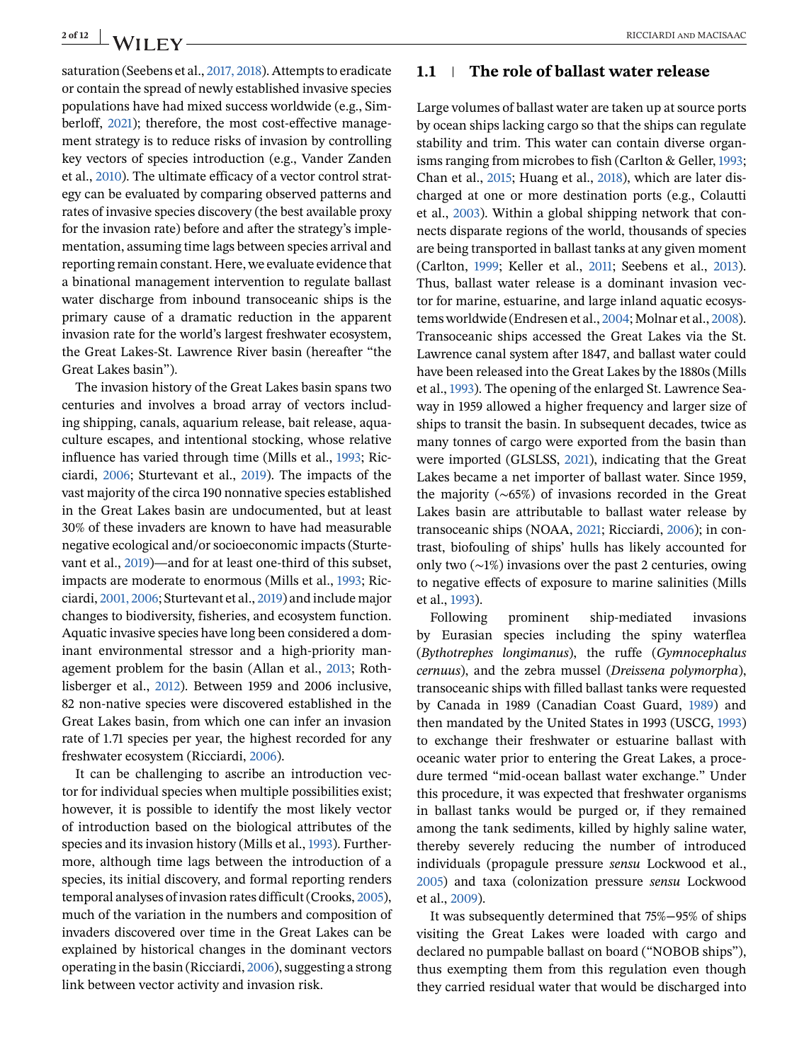saturation (Seebens et al., 2017, 2018). Attempts to eradicate or contain the spread of newly established invasive species populations have had mixed success worldwide (e.g., Simberloff, 2021); therefore, the most cost-effective management strategy is to reduce risks of invasion by controlling key vectors of species introduction (e.g., Vander Zanden et al., 2010). The ultimate efficacy of a vector control strategy can be evaluated by comparing observed patterns and rates of invasive species discovery (the best available proxy for the invasion rate) before and after the strategy's implementation, assuming time lags between species arrival and reporting remain constant. Here, we evaluate evidence that a binational management intervention to regulate ballast water discharge from inbound transoceanic ships is the primary cause of a dramatic reduction in the apparent invasion rate for the world's largest freshwater ecosystem, the Great Lakes-St. Lawrence River basin (hereafter "the Great Lakes basin").

The invasion history of the Great Lakes basin spans two centuries and involves a broad array of vectors including shipping, canals, aquarium release, bait release, aquaculture escapes, and intentional stocking, whose relative influence has varied through time (Mills et al., 1993; Ricciardi, 2006; Sturtevant et al., 2019). The impacts of the vast majority of the circa 190 nonnative species established in the Great Lakes basin are undocumented, but at least 30% of these invaders are known to have had measurable negative ecological and/or socioeconomic impacts (Sturtevant et al., 2019)—and for at least one-third of this subset, impacts are moderate to enormous (Mills et al., 1993; Ricciardi, 2001, 2006; Sturtevant et al., 2019) and include major changes to biodiversity, fisheries, and ecosystem function. Aquatic invasive species have long been considered a dominant environmental stressor and a high-priority management problem for the basin (Allan et al., 2013; Rothlisberger et al., 2012). Between 1959 and 2006 inclusive, 82 non-native species were discovered established in the Great Lakes basin, from which one can infer an invasion rate of 1.71 species per year, the highest recorded for any freshwater ecosystem (Ricciardi, 2006).

It can be challenging to ascribe an introduction vector for individual species when multiple possibilities exist; however, it is possible to identify the most likely vector of introduction based on the biological attributes of the species and its invasion history (Mills et al., 1993). Furthermore, although time lags between the introduction of a species, its initial discovery, and formal reporting renders temporal analyses of invasion rates difficult (Crooks, 2005), much of the variation in the numbers and composition of invaders discovered over time in the Great Lakes can be explained by historical changes in the dominant vectors operating in the basin (Ricciardi, 2006), suggesting a strong link between vector activity and invasion risk.

### 1.1 | The role of ballast water release

Large volumes of ballast water are taken up at source ports by ocean ships lacking cargo so that the ships can regulate stability and trim. This water can contain diverse organisms ranging from microbes to fish (Carlton & Geller, 1993; Chan et al., 2015; Huang et al., 2018), which are later discharged at one or more destination ports (e.g., Colautti et al., 2003). Within a global shipping network that connects disparate regions of the world, thousands of species are being transported in ballast tanks at any given moment (Carlton, 1999; Keller et al., 2011; Seebens et al., 2013). Thus, ballast water release is a dominant invasion vector for marine, estuarine, and large inland aquatic ecosystems worldwide (Endresen et al., 2004; Molnar et al., 2008). Transoceanic ships accessed the Great Lakes via the St. Lawrence canal system after 1847, and ballast water could have been released into the Great Lakes by the 1880s (Mills et al., 1993). The opening of the enlarged St. Lawrence Seaway in 1959 allowed a higher frequency and larger size of ships to transit the basin. In subsequent decades, twice as many tonnes of cargo were exported from the basin than were imported (GLSLSS, 2021), indicating that the Great Lakes became a net importer of ballast water. Since 1959, the majority (~65%) of invasions recorded in the Great Lakes basin are attributable to ballast water release by transoceanic ships (NOAA, 2021; Ricciardi, 2006); in contrast, biofouling of ships' hulls has likely accounted for only two (~1%) invasions over the past 2 centuries, owing to negative effects of exposure to marine salinities (Mills et al., 1993).

Following prominent ship-mediated invasions by Eurasian species including the spiny waterflea (*Bythotrephes longimanus*), the ruffe (*Gymnocephalus cernuus*), and the zebra mussel (*Dreissena polymorpha*), transoceanic ships with filled ballast tanks were requested by Canada in 1989 (Canadian Coast Guard, 1989) and then mandated by the United States in 1993 (USCG, 1993) to exchange their freshwater or estuarine ballast with oceanic water prior to entering the Great Lakes, a procedure termed "mid-ocean ballast water exchange." Under this procedure, it was expected that freshwater organisms in ballast tanks would be purged or, if they remained among the tank sediments, killed by highly saline water, thereby severely reducing the number of introduced individuals (propagule pressure *sensu* Lockwood et al., 2005) and taxa (colonization pressure *sensu* Lockwood et al., 2009).

It was subsequently determined that 75%–95% of ships visiting the Great Lakes were loaded with cargo and declared no pumpable ballast on board ("NOBOB ships"), thus exempting them from this regulation even though they carried residual water that would be discharged into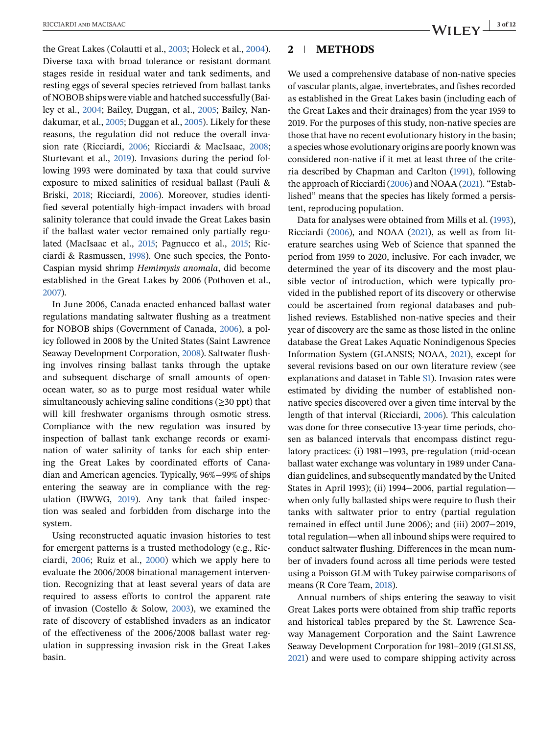the Great Lakes (Colautti et al., 2003; Holeck et al., 2004). Diverse taxa with broad tolerance or resistant dormant stages reside in residual water and tank sediments, and resting eggs of several species retrieved from ballast tanks of NOBOB ships were viable and hatched successfully (Bailey et al., 2004; Bailey, Duggan, et al., 2005; Bailey, Nandakumar, et al., 2005; Duggan et al., 2005). Likely for these reasons, the regulation did not reduce the overall invasion rate (Ricciardi, 2006; Ricciardi & MacIsaac, 2008; Sturtevant et al., 2019). Invasions during the period following 1993 were dominated by taxa that could survive exposure to mixed salinities of residual ballast (Pauli & Briski, 2018; Ricciardi, 2006). Moreover, studies identified several potentially high-impact invaders with broad salinity tolerance that could invade the Great Lakes basin if the ballast water vector remained only partially regulated (MacIsaac et al., 2015; Pagnucco et al., 2015; Ricciardi & Rasmussen, 1998). One such species, the Ponto-Caspian mysid shrimp *Hemimysis anomala*, did become established in the Great Lakes by 2006 (Pothoven et al., 2007).

In June 2006, Canada enacted enhanced ballast water regulations mandating saltwater flushing as a treatment for NOBOB ships (Government of Canada, 2006), a policy followed in 2008 by the United States (Saint Lawrence Seaway Development Corporation, 2008). Saltwater flushing involves rinsing ballast tanks through the uptake and subsequent discharge of small amounts of open-ocean water, so as to purge most residual water while simultaneously achieving saline conditions (≥30 ppt) that will kill freshwater organisms through osmotic stress. Compliance with the new regulation was insured by inspection of ballast tank exchange records or examination of water salinity of tanks for each ship entering the Great Lakes by coordinated efforts of Canadian and American agencies. Typically, 96%–99% of ships entering the seaway are in compliance with the regulation (BWWG, 2019). Any tank that failed inspection was sealed and forbidden from discharge into the system.

Using reconstructed aquatic invasion histories to test for emergent patterns is a trusted methodology (e.g., Ricciardi, 2006; Ruiz et al., 2000) which we apply here to evaluate the 2006/2008 binational management intervention. Recognizing that at least several years of data are required to assess efforts to control the apparent rate of invasion (Costello & Solow, 2003), we examined the rate of discovery of established invaders as an indicator of the effectiveness of the 2006/2008 ballast water regulation in suppressing invasion risk in the Great Lakes basin.

## 2 | METHODS

We used a comprehensive database of non-native species of vascular plants, algae, invertebrates, and fishes recorded as established in the Great Lakes basin (including each of the Great Lakes and their drainages) from the year 1959 to 2019. For the purposes of this study, non-native species are those that have no recent evolutionary history in the basin; a species whose evolutionary origins are poorly known was considered non-native if it met at least three of the criteria described by Chapman and Carlton (1991), following the approach of Ricciardi (2006) and NOAA (2021). "Established" means that the species has likely formed a persistent, reproducing population.

Data for analyses were obtained from Mills et al. (1993), Ricciardi (2006), and NOAA (2021), as well as from literature searches using Web of Science that spanned the period from 1959 to 2020, inclusive. For each invader, we determined the year of its discovery and the most plausible vector of introduction, which were typically provided in the published report of its discovery or otherwise could be ascertained from regional databases and published reviews. Established non-native species and their year of discovery are the same as those listed in the online database the Great Lakes Aquatic Nonindigenous Species Information System (GLANSIS; NOAA, 2021), except for several revisions based on our own literature review (see explanations and dataset in Table S1). Invasion rates were estimated by dividing the number of established non-native species discovered over a given time interval by the length of that interval (Ricciardi, 2006). This calculation was done for three consecutive 13-year time periods, chosen as balanced intervals that encompass distinct regulatory practices: (i) 1981–1993, pre-regulation (mid-ocean ballast water exchange was voluntary in 1989 under Canadian guidelines, and subsequently mandated by the United States in April 1993); (ii) 1994–2006, partial regulation—when only fully ballasted ships were require to flush their tanks with saltwater prior to entry (partial regulation remained in effect until June 2006); and (iii) 2007–2019, total regulation—when all inbound ships were required to conduct saltwater flushing. Differences in the mean number of invaders found across all time periods were tested using a Poisson GLM with Tukey pairwise comparisons of means (R Core Team, 2018).

Annual numbers of ships entering the seaway to visit Great Lakes ports were obtained from ship traffic reports and historical tables prepared by the St. Lawrence Seaway Management Corporation and the Saint Lawrence Seaway Development Corporation for 1981–2019 (GLSLSS, 2021) and were used to compare shipping activity across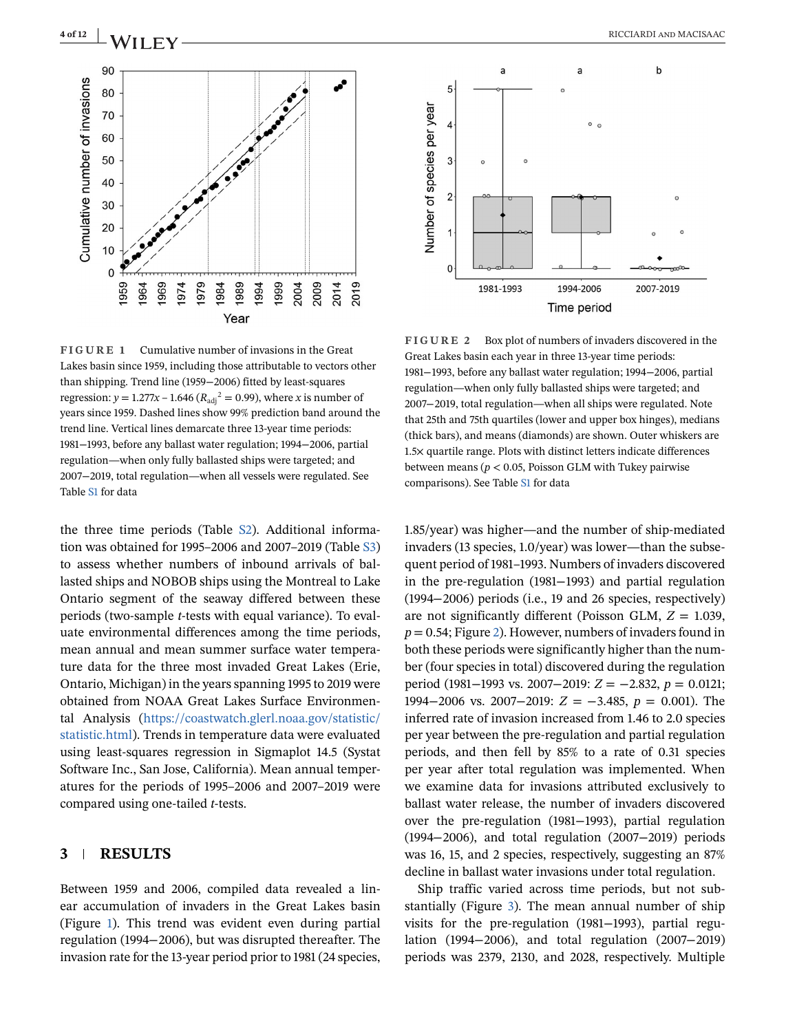FIGURE 1 Cumulative number of invasions in the Great Lakes basin since 1959, including those attributable to vectors other than shipping. Trend line (1959–2006) fitted by least-squares regression: $y = 1.277x - 1.646$ ($R_{adj}^2 = 0.99$), where $x$ is number of years since 1959. Dashed lines show 99% prediction band around the trend line. Vertical lines demarcate three 13-year time periods: 1981–1993, before any ballast water regulation; 1994–2006, partial regulation—when only fully ballasted ships were targeted; and 2007–2019, total regulation—when all vessels were regulated. See Table S1 for data

FIGURE 2 Box plot of numbers of invaders discovered in the Great Lakes basin each year in three 13-year time periods: 1981–1993, before any ballast water regulation; 1994–2006, partial regulation—when only fully ballasted ships were targeted; and 2007–2019, total regulation—when all ships were regulated. Note that 25th and 75th quartiles (lower and upper box hinges), medians (thick bars), and means (diamonds) are shown. Outer whiskers are 1.5× quartile range. Plots with distinct letters indicate differences between means ($p < 0.05$, Poisson GLM with Tukey pairwise comparisons). See Table S1 for data

the three time periods (Table S2). Additional information was obtained for 1995–2006 and 2007–2019 (Table S3) to assess whether numbers of inbound arrivals of ballasted ships and NOBOB ships using the Montreal to Lake Ontario segment of the seaway differed between these periods (two-sample $t$-tests with equal variance). To evaluate environmental differences among the time periods, mean annual and mean summer surface water temperature data for the three most invaded Great Lakes (Erie, Ontario, Michigan) in the years spanning 1995 to 2019 were obtained from NOAA Great Lakes Surface Environmental Analysis (https://coastwatch.glerl.noaa.gov/statistic/statistic.html). Trends in temperature data were evaluated using least-squares regression in Sigmaplot 14.5 (Systat Software Inc., San Jose, California). Mean annual temperatures for the periods of 1995–2006 and 2007–2019 were compared using one-tailed $t$-tests.

## 3 | RESULTS

Between 1959 and 2006, compiled data revealed a linear accumulation of invaders in the Great Lakes basin (Figure 1). This trend was evident even during partial regulation (1994–2006), but was disrupted thereafter. The invasion rate for the 13-year period prior to 1981 (24 species, 1.85/year) was higher—and the number of ship-mediated invaders (13 species, 1.0/year) was lower—than the subsequent period of 1981–1993. Numbers of invaders discovered in the pre-regulation (1981–1993) and partial regulation (1994–2006) periods (i.e., 19 and 26 species, respectively) are not significantly different (Poisson GLM, $Z = 1.039$, $p = 0.54$; Figure 2). However, numbers of invaders found in both these periods were significantly higher than the number (four species in total) discovered during the regulation period (1981–1993 vs. 2007–2019: $Z = -2.832$, $p = 0.0121$; 1994–2006 vs. 2007–2019: $Z = -3.485$, $p = 0.001$). The inferred rate of invasion increased from 1.46 to 2.0 species per year between the pre-regulation and partial regulation periods, and then fell by 85% to a rate of 0.31 species per year after total regulation was implemented. When we examine data for invasions attributed exclusively to ballast water release, the number of invaders discovered over the pre-regulation (1981–1993), partial regulation (1994–2006), and total regulation (2007–2019) periods was 16, 15, and 2 species, respectively, suggesting an 87% decline in ballast water invasions under total regulation.

Ship traffic varied across time periods, but not substantially (Figure 3). The mean annual number of ship visits for the pre-regulation (1981–1993), partial regulation (1994–2006), and total regulation (2007–2019) periods was 2379, 2130, and 2028, respectively. Multiple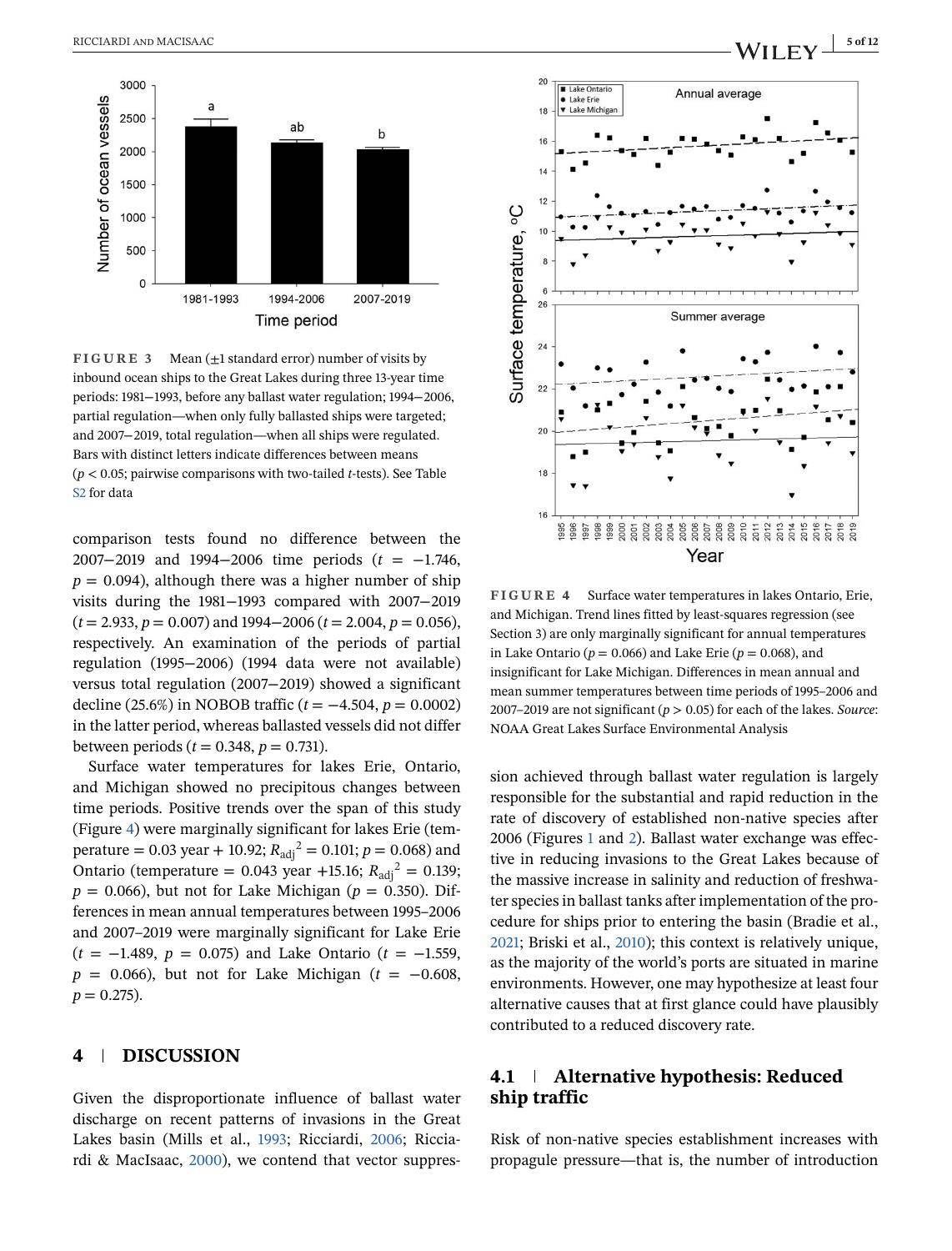**FIGURE 3** Mean (±1 standard error) number of visits by inbound ocean ships to the Great Lakes during three 13-year time periods: 1981–1993, before any ballast water regulation; 1994–2006, partial regulation—when only fully ballasted ships were targeted; and 2007–2019, total regulation—when all ships were regulated. Bars with distinct letters indicate differences between means ($p < 0.05$; pairwise comparisons with two-tailed $t$-tests). See Table S2 for data

**FIGURE 4** Surface water temperatures in lakes Ontario, Erie, and Michigan. Trend lines fitted by least-squares regression (see Section 3) are only marginally significant for annual temperatures in Lake Ontario ($p = 0.066$) and Lake Erie ($p = 0.068$), and insignificant for Lake Michigan. Differences in mean annual and mean summer temperatures between time periods of 1995–2006 and 2007–2019 are not significant ($p > 0.05$) for each of the lakes. *Source*: NOAA Great Lakes Surface Environmental Analysis

comparison tests found no difference between the 2007–2019 and 1994–2006 time periods ($t = -1.746$, $p = 0.094$), although there was a higher number of ship visits during the 1981–1993 compared with 2007–2019 ($t = 2.933$, $p = 0.007$) and 1994–2006 ($t = 2.004$, $p = 0.056$), respectively. An examination of the periods of partial regulation (1995–2006) (1994 data were not available) versus total regulation (2007–2019) showed a significant decline (25.6%) in NOBOB traffic ($t = -4.504$, $p = 0.0002$) in the latter period, whereas ballasted vessels did not differ between periods ($t = 0.348$, $p = 0.731$).

Surface water temperatures for lakes Erie, Ontario, and Michigan showed no precipitous changes between time periods. Positive trends over the span of this study (Figure 4) were marginally significant for lakes Erie (temperature = 0.03 year + 10.92; $R_{adj}^2 = 0.101$; $p = 0.068$) and Ontario (temperature = 0.043 year +15.16; $R_{adj}^2 = 0.139$; $p = 0.066$), but not for Lake Michigan ($p = 0.350$). Differences in mean annual temperatures between 1995–2006 and 2007–2019 were marginally significant for Lake Erie ($t = -1.489$, $p = 0.075$) and Lake Ontario ($t = -1.559$, $p = 0.066$), but not for Lake Michigan ($t = -0.608$, $p = 0.275$).

## 4 | DISCUSSION

Given the disproportionate influence of ballast water discharge on recent patterns of invasions in the Great Lakes basin (Mills et al., 1993; Ricciardi, 2006; Ricciardi & MacIsaac, 2000), we contend that vector suppression achieved through ballast water regulation is largely responsible for the substantial and rapid reduction in the rate of discovery of established non-native species after 2006 (Figures 1 and 2). Ballast water exchange was effective in reducing invasions to the Great Lakes because of the massive increase in salinity and reduction of freshwater species in ballast tanks after implementation of the procedure for ships prior to entering the basin (Bradie et al., 2021; Briski et al., 2010); this context is relatively unique, as the majority of the world's ports are situated in marine environments. However, one may hypothesize at least four alternative causes that at first glance could have plausibly contributed to a reduced discovery rate.

### 4.1 | Alternative hypothesis: Reduced ship traffic

Risk of non-native species establishment increases with propagule pressure—that is, the number of introduction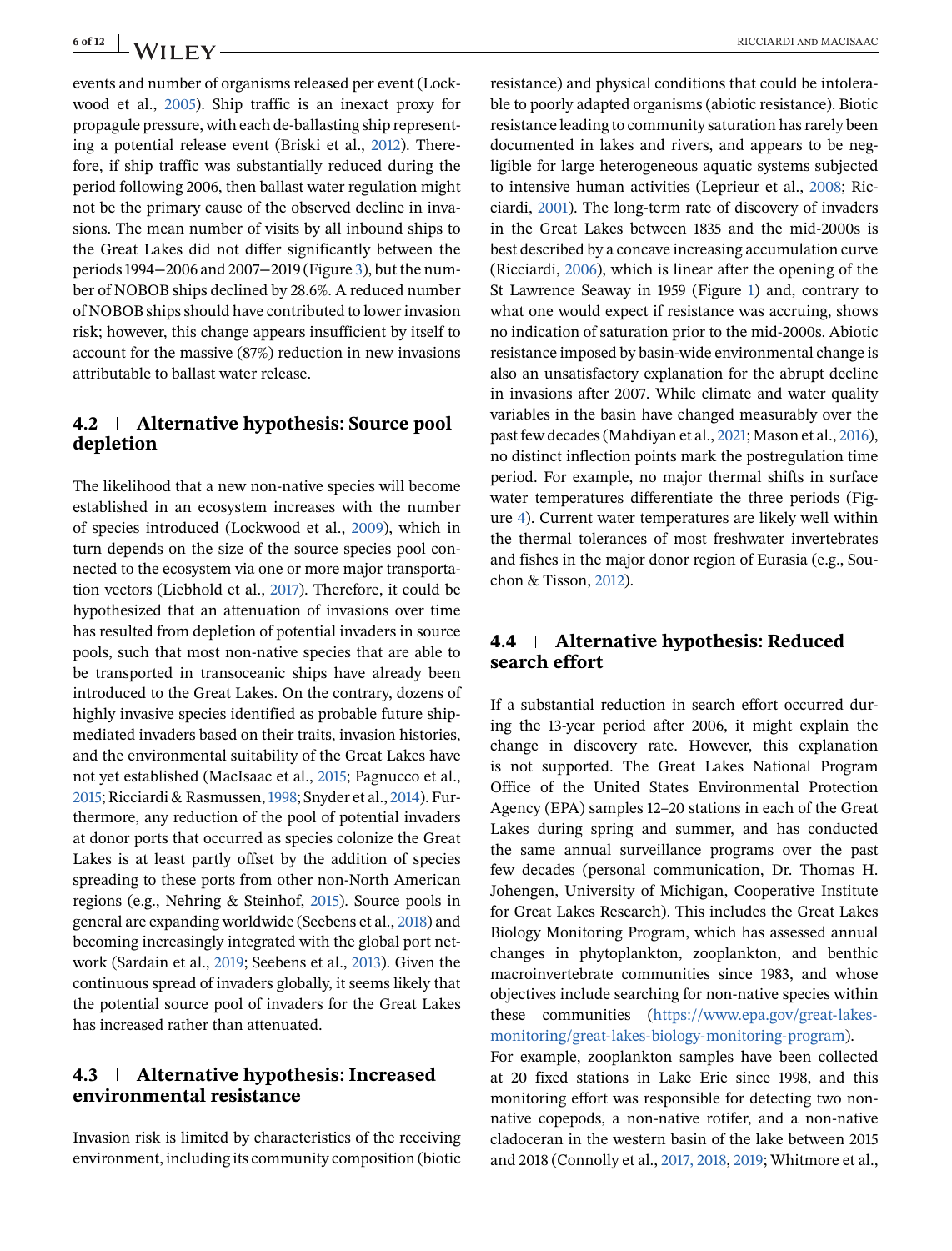events and number of organisms released per event (Lockwood et al., 2005). Ship traffic is an inexact proxy for propagule pressure, with each de-ballasting ship representing a potential release event (Briski et al., 2012). Therefore, if ship traffic was substantially reduced during the period following 2006, then ballast water regulation might not be the primary cause of the observed decline in invasions. The mean number of visits by all inbound ships to the Great Lakes did not differ significantly between the periods 1994–2006 and 2007–2019 (Figure 3), but the number of NOBOB ships declined by 28.6%. A reduced number of NOBOB ships should have contributed to lower invasion risk; however, this change appears insufficient by itself to account for the massive (87%) reduction in new invasions attributable to ballast water release.

### 4.2 | Alternative hypothesis: Source pool depletion

The likelihood that a new non-native species will become established in an ecosystem increases with the number of species introduced (Lockwood et al., 2009), which in turn depends on the size of the source species pool connected to the ecosystem via one or more major transportation vectors (Liebhold et al., 2017). Therefore, it could be hypothesized that an attenuation of invasions over time has resulted from depletion of potential invaders in source pools, such that most non-native species that are able to be transported in transoceanic ships have already been introduced to the Great Lakes. On the contrary, dozens of highly invasive species identified as probable future ship-mediated invaders based on their traits, invasion histories, and the environmental suitability of the Great Lakes have not yet established (MacIsaac et al., 2015; Pagnucco et al., 2015; Ricciardi & Rasmussen, 1998; Snyder et al., 2014). Furthermore, any reduction of the pool of potential invaders at donor ports that occurred as species colonize the Great Lakes is at least partly offset by the addition of species spreading to these ports from other non-North American regions (e.g., Nehring & Steinhof, 2015). Source pools in general are expanding worldwide (Seebens et al., 2018) and becoming increasingly integrated with the global port network (Sardain et al., 2019; Seebens et al., 2013). Given the continuous spread of invaders globally, it seems likely that the potential source pool of invaders for the Great Lakes has increased rather than attenuated.

### 4.3 | Alternative hypothesis: Increased environmental resistance

Invasion risk is limited by characteristics of the receiving environment, including its community composition (biotic resistance) and physical conditions that could be intolerable to poorly adapted organisms (abiotic resistance). Biotic resistance leading to community saturation has rarely been documented in lakes and rivers, and appears to be negligible for large heterogeneous aquatic systems subjected to intensive human activities (Leprieur et al., 2008; Ricciardi, 2001). The long-term rate of discovery of invaders in the Great Lakes between 1835 and the mid-2000s is best described by a concave increasing accumulation curve (Ricciardi, 2006), which is linear after the opening of the St Lawrence Seaway in 1959 (Figure 1) and, contrary to what one would expect if resistance was accruing, shows no indication of saturation prior to the mid-2000s. Abiotic resistance imposed by basin-wide environmental change is also an unsatisfactory explanation for the abrupt decline in invasions after 2007. While climate and water quality variables in the basin have changed measurably over the past few decades (Mahdiyan et al., 2021; Mason et al., 2016), no distinct inflection points mark the postregulation time period. For example, no major thermal shifts in surface water temperatures differentiate the three periods (Figure 4). Current water temperatures are likely well within the thermal tolerances of most freshwater invertebrates and fishes in the major donor region of Eurasia (e.g., Souchon & Tisson, 2012).

### 4.4 | Alternative hypothesis: Reduced search effort

If a substantial reduction in search effort occurred during the 13-year period after 2006, it might explain the change in discovery rate. However, this explanation is not supported. The Great Lakes National Program Office of the United States Environmental Protection Agency (EPA) samples 12–20 stations in each of the Great Lakes during spring and summer, and has conducted the same annual surveillance programs over the past few decades (personal communication, Dr. Thomas H. Johengen, University of Michigan, Cooperative Institute for Great Lakes Research). This includes the Great Lakes Biology Monitoring Program, which has assessed annual changes in phytoplankton, zooplankton, and benthic macroinvertebrate communities since 1983, and whose objectives include searching for non-native species within these communities (https://www.epa.gov/great-lakes-monitoring/great-lakes-biology-monitoring-program).

For example, zooplankton samples have been collected at 20 fixed stations in Lake Erie since 1998, and this monitoring effort was responsible for detecting two non-native copepods, a non-native rotifer, and a non-native cladoceran in the western basin of the lake between 2015 and 2018 (Connolly et al., 2017, 2018, 2019; Whitmore et al.,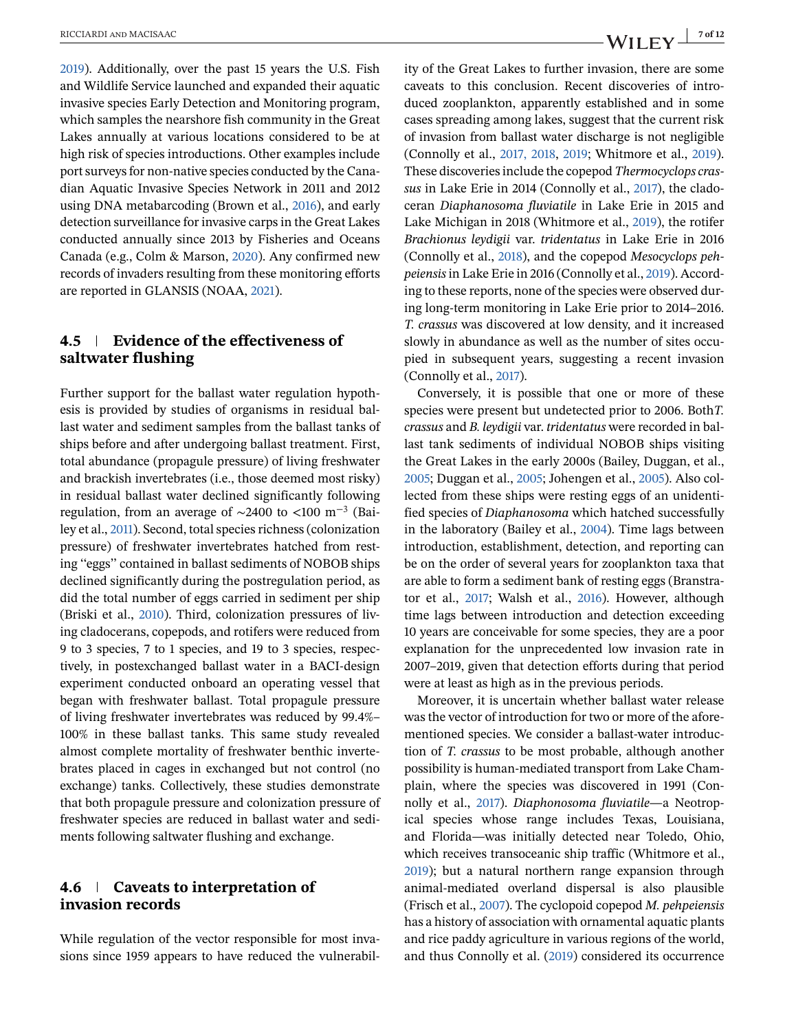2019). Additionally, over the past 15 years the U.S. Fish and Wildlife Service launched and expanded their aquatic invasive species Early Detection and Monitoring program, which samples the nearshore fish community in the Great Lakes annually at various locations considered to be at high risk of species introductions. Other examples include port surveys for non-native species conducted by the Canadian Aquatic Invasive Species Network in 2011 and 2012 using DNA metabarcoding (Brown et al., 2016), and early detection surveillance for invasive carps in the Great Lakes conducted annually since 2013 by Fisheries and Oceans Canada (e.g., Colm & Marson, 2020). Any confirmed new records of invaders resulting from these monitoring efforts are reported in GLANSIS (NOAA, 2021).

### 4.5 | Evidence of the effectiveness of saltwater flushing

Further support for the ballast water regulation hypothesis is provided by studies of organisms in residual ballast water and sediment samples from the ballast tanks of ships before and after undergoing ballast treatment. First, total abundance (propagule pressure) of living freshwater and brackish invertebrates (i.e., those deemed most risky) in residual ballast water declined significantly following regulation, from an average of ~2400 to <100 $m^{-3}$ (Bailey et al., 2011). Second, total species richness (colonization pressure) of freshwater invertebrates hatched from resting "eggs" contained in ballast sediments of NOBOB ships declined significantly during the postregulation period, as did the total number of eggs carried in sediment per ship (Briski et al., 2010). Third, colonization pressures of living cladocerans, copepods, and rotifers were reduced from 9 to 3 species, 7 to 1 species, and 19 to 3 species, respectively, in postexchanged ballast water in a BACI-design experiment conducted onboard an operating vessel that began with freshwater ballast. Total propagule pressure of living freshwater invertebrates was reduced by 99.4%–100% in these ballast tanks. This same study revealed almost complete mortality of freshwater benthic invertebrates placed in cages in exchanged but not control (no exchange) tanks. Collectively, these studies demonstrate that both propagule pressure and colonization pressure of freshwater species are reduced in ballast water and sediments following saltwater flushing and exchange.

### 4.6 | Caveats to interpretation of invasion records

While regulation of the vector responsible for most invasions since 1959 appears to have reduced the vulnerability of the Great Lakes to further invasion, there are some caveats to this conclusion. Recent discoveries of introduced zooplankton, apparently established and in some cases spreading among lakes, suggest that the current risk of invasion from ballast water discharge is not negligible (Connolly et al., 2017, 2018, 2019; Whitmore et al., 2019). These discoveries include the copepod *Thermocyclops crassus* in Lake Erie in 2014 (Connolly et al., 2017), the cladoceran *Diaphanosoma fluviatile* in Lake Erie in 2015 and Lake Michigan in 2018 (Whitmore et al., 2019), the rotifer *Brachionus leydigii* var. *tridentatus* in Lake Erie in 2016 (Connolly et al., 2018), and the copepod *Mesocyclops pehpeiensis* in Lake Erie in 2016 (Connolly et al., 2019). According to these reports, none of the species were observed during long-term monitoring in Lake Erie prior to 2014–2016. *T. crassus* was discovered at low density, and it increased slowly in abundance as well as the number of sites occupied in subsequent years, suggesting a recent invasion (Connolly et al., 2017).

Conversely, it is possible that one or more of these species were present but undetected prior to 2006. Both *T. crassus* and *B. leydigii* var. *tridentatus* were recorded in ballast tank sediments of individual NOBOB ships visiting the Great Lakes in the early 2000s (Bailey, Duggan, et al., 2005; Duggan et al., 2005; Johengen et al., 2005). Also collected from these ships were resting eggs of an unidentified species of *Diaphanosoma* which hatched successfully in the laboratory (Bailey et al., 2004). Time lags between introduction, establishment, detection, and reporting can be on the order of several years for zooplankton taxa that are able to form a sediment bank of resting eggs (Branstrator et al., 2017; Walsh et al., 2016). However, although time lags between introduction and detection exceeding 10 years are conceivable for some species, they are a poor explanation for the unprecedented low invasion rate in 2007–2019, given that detection efforts during that period were at least as high as in the previous periods.

Moreover, it is uncertain whether ballast water release was the vector of introduction for two or more of the aforementioned species. We consider a ballast-water introduction of *T. crassus* to be most probable, although another possibility is human-mediated transport from Lake Champlain, where the species was discovered in 1991 (Connolly et al., 2017). *Diaphonosoma fluviatile*—a Neotropical species whose range includes Texas, Louisiana, and Florida—was initially detected near Toledo, Ohio, which receives transoceanic ship traffic (Whitmore et al., 2019); but a natural northern range expansion through animal-mediated overland dispersal is also plausible (Frisch et al., 2007). The cyclopoid copepod *M. pehpeiensis* has a history of association with ornamental aquatic plants and rice paddy agriculture in various regions of the world, and thus Connolly et al. (2019) considered its occurrence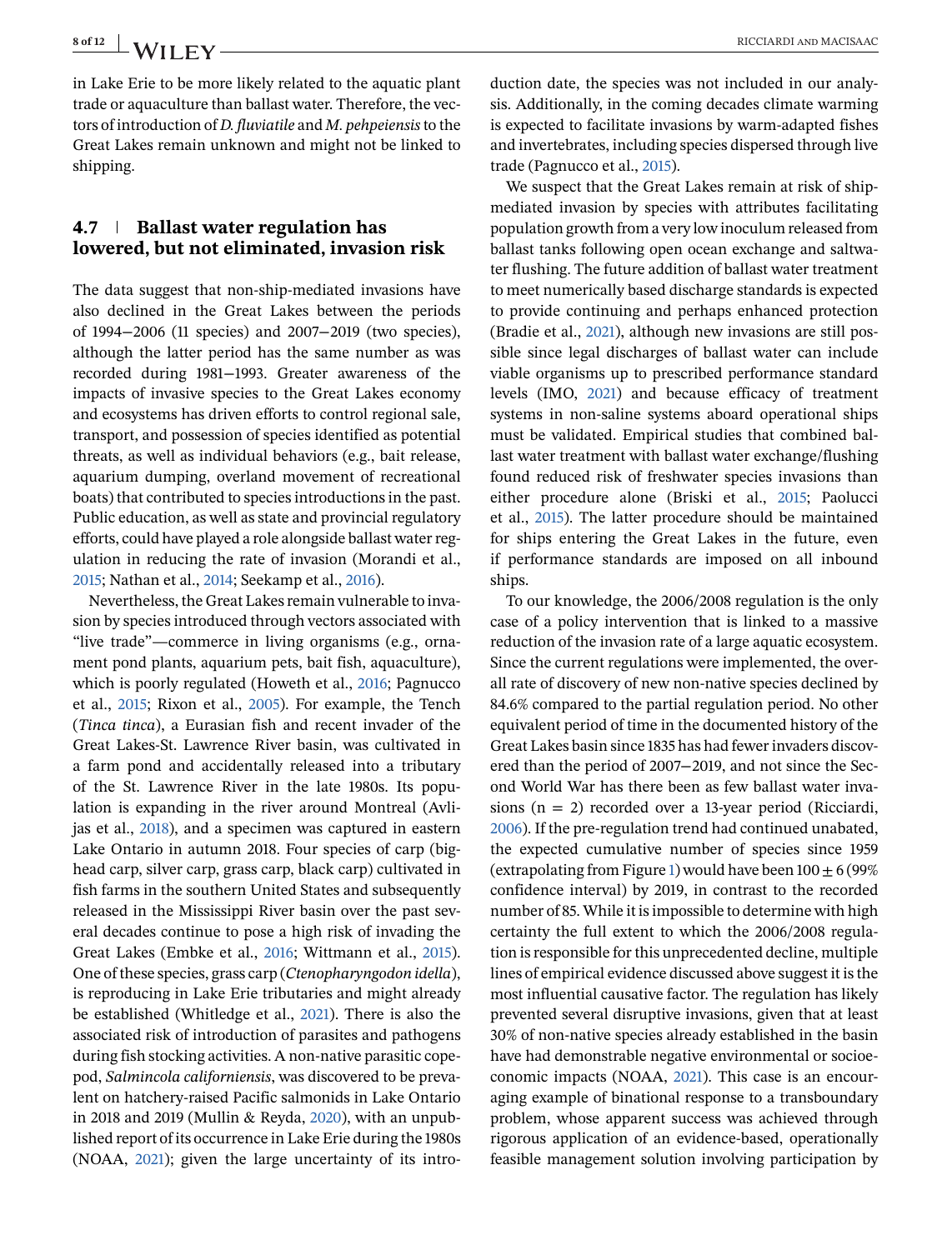in Lake Erie to be more likely related to the aquatic plant trade or aquaculture than ballast water. Therefore, the vectors of introduction of *D. fluviatile* and *M. pehpeiensis* to the Great Lakes remain unknown and might not be linked to shipping.

## 4.7 | Ballast water regulation has lowered, but not eliminated, invasion risk

The data suggest that non-ship-mediated invasions have also declined in the Great Lakes between the periods of 1994–2006 (11 species) and 2007–2019 (two species), although the latter period has the same number as was recorded during 1981–1993. Greater awareness of the impacts of invasive species to the Great Lakes economy and ecosystems has driven efforts to control regional sale, transport, and possession of species identified as potential threats, as well as individual behaviors (e.g., bait release, aquarium dumping, overland movement of recreational boats) that contributed to species introductions in the past. Public education, as well as state and provincial regulatory efforts, could have played a role alongside ballast water regulation in reducing the rate of invasion (Morandi et al., 2015; Nathan et al., 2014; Seekamp et al., 2016).

Nevertheless, the Great Lakes remain vulnerable to invasion by species introduced through vectors associated with "live trade"—commerce in living organisms (e.g., ornament pond plants, aquarium pets, bait fish, aquaculture), which is poorly regulated (Howeth et al., 2016; Pagnucco et al., 2015; Rixon et al., 2005). For example, the Tench (*Tinca tinca*), a Eurasian fish and recent invader of the Great Lakes-St. Lawrence River basin, was cultivated in a farm pond and accidentally released into a tributary of the St. Lawrence River in the late 1980s. Its population is expanding in the river around Montreal (Avlijas et al., 2018), and a specimen was captured in eastern Lake Ontario in autumn 2018. Four species of carp (bighead carp, silver carp, grass carp, black carp) cultivated in fish farms in the southern United States and subsequently released in the Mississippi River basin over the past several decades continue to pose a high risk of invading the Great Lakes (Embke et al., 2016; Wittmann et al., 2015). One of these species, grass carp (*Ctenopharyngodon idella*), is reproducing in Lake Erie tributaries and might already be established (Whitledge et al., 2021). There is also the associated risk of introduction of parasites and pathogens during fish stocking activities. A non-native parasitic copepod, *Salmincola californiensis*, was discovered to be prevalent on hatchery-raised Pacific salmonids in Lake Ontario in 2018 and 2019 (Mullin & Reyda, 2020), with an unpublished report of its occurrence in Lake Erie during the 1980s (NOAA, 2021); given the large uncertainty of its introduction date, the species was not included in our analysis. Additionally, in the coming decades climate warming is expected to facilitate invasions by warm-adapted fishes and invertebrates, including species dispersed through live trade (Pagnucco et al., 2015).

We suspect that the Great Lakes remain at risk of ship-mediated invasion by species with attributes facilitating population growth from a very low inoculum released from ballast tanks following open ocean exchange and saltwater flushing. The future addition of ballast water treatment to meet numerically based discharge standards is expected to provide continuing and perhaps enhanced protection (Bradie et al., 2021), although new invasions are still possible since legal discharges of ballast water can include viable organisms up to prescribed performance standard levels (IMO, 2021) and because efficacy of treatment systems in non-saline systems aboard operational ships must be validated. Empirical studies that combined ballast water treatment with ballast water exchange/flushing found reduced risk of freshwater species invasions than either procedure alone (Briski et al., 2015; Paolucci et al., 2015). The latter procedure should be maintained for ships entering the Great Lakes in the future, even if performance standards are imposed on all inbound ships.

To our knowledge, the 2006/2008 regulation is the only case of a policy intervention that is linked to a massive reduction of the invasion rate of a large aquatic ecosystem. Since the current regulations were implemented, the overall rate of discovery of new non-native species declined by 84.6% compared to the partial regulation period. No other equivalent period of time in the documented history of the Great Lakes basin since 1835 has had fewer invaders discovered than the period of 2007–2019, and not since the Second World War has there been as few ballast water invasions ($n = 2$) recorded over a 13-year period (Ricciardi, 2006). If the pre-regulation trend had continued unabated, the expected cumulative number of species since 1959 (extrapolating from Figure 1) would have been $100 \pm 6$ (99% confidence interval) by 2019, in contrast to the recorded number of 85. While it is impossible to determine with high certainty the full extent to which the 2006/2008 regulation is responsible for this unprecedented decline, multiple lines of empirical evidence discussed above suggest it is the most influential causative factor. The regulation has likely prevented several disruptive invasions, given that at least 30% of non-native species already established in the basin have had demonstrable negative environmental or socioeconomic impacts (NOAA, 2021). This case is an encouraging example of binational response to a transboundary problem, whose apparent success was achieved through rigorous application of an evidence-based, operationally feasible management solution involving participation by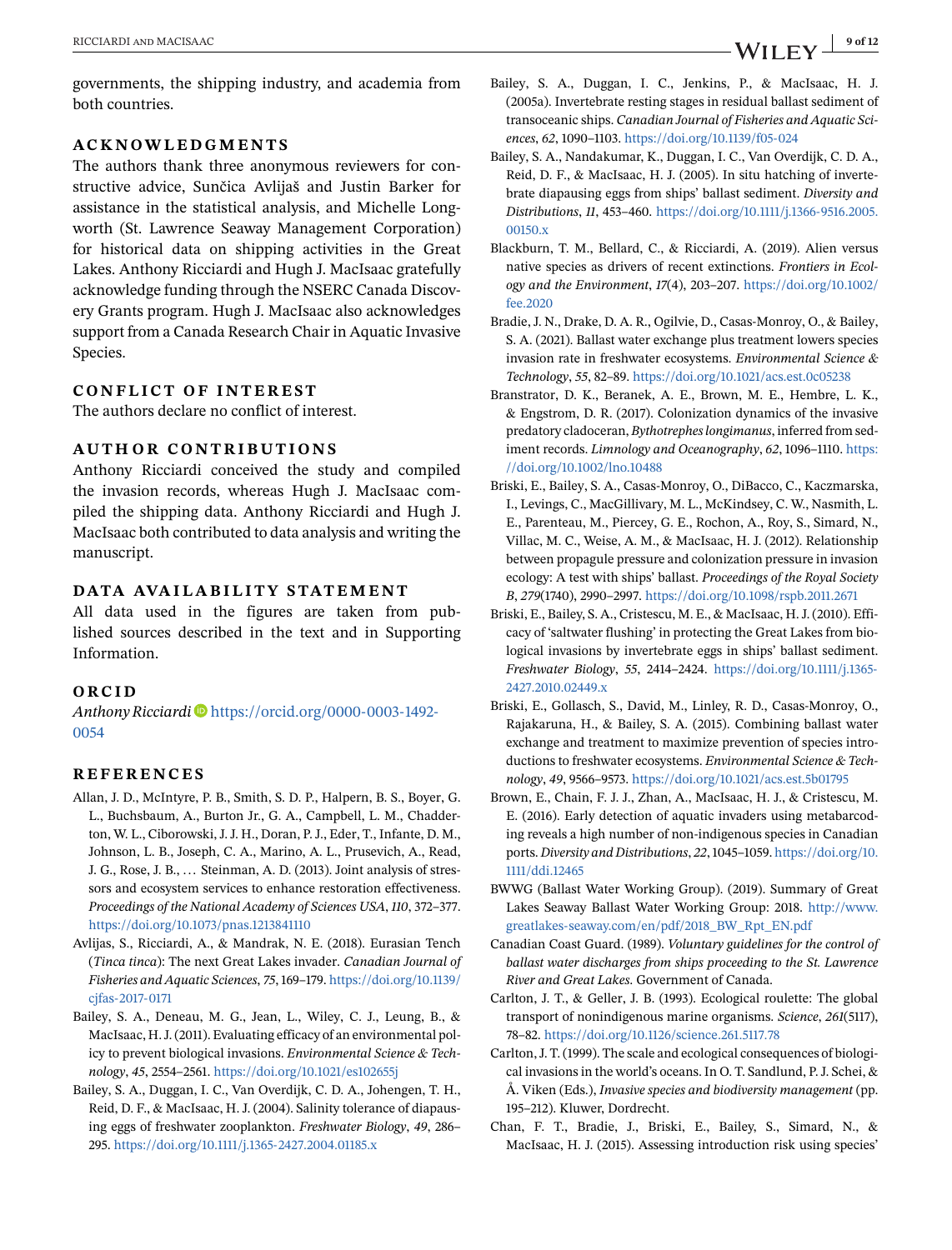governments, the shipping industry, and academia from both countries.

## ACKNOWLEDGMENTS

The authors thank three anonymous reviewers for constructive advice, Sunčica Avlijaš and Justin Barker for assistance in the statistical analysis, and Michelle Longworth (St. Lawrence Seaway Management Corporation) for historical data on shipping activities in the Great Lakes. Anthony Ricciardi and Hugh J. MacIsaac gratefully acknowledge funding through the NSERC Canada Discovery Grants program. Hugh J. MacIsaac also acknowledges support from a Canada Research Chair in Aquatic Invasive Species.

## CONFLICT OF INTEREST

The authors declare no conflict of interest.

## AUTHOR CONTRIBUTIONS

Anthony Ricciardi conceived the study and compiled the invasion records, whereas Hugh J. MacIsaac compiled the shipping data. Anthony Ricciardi and Hugh J. MacIsaac both contributed to data analysis and writing the manuscript.

## DATA AVAILABILITY STATEMENT

All data used in the figures are taken from published sources described in the text and in Supporting Information.

## ORCID

*Anthony Ricciardi* https://orcid.org/0000-0003-1492-0054

## REFERENCES

Allan, J. D., McIntyre, P. B., Smith, S. D. P., Halpern, B. S., Boyer, G. L., Buchsbaum, A., Burton Jr., G. A., Campbell, L. M., Chadderton, W. L., Ciborowski, J. J. H., Doran, P. J., Eder, T., Infante, D. M., Johnson, L. B., Joseph, C. A., Marino, A. L., Prusevich, A., Read, J. G., Rose, J. B., … Steinman, A. D. (2013). Joint analysis of stressors and ecosystem services to enhance restoration effectiveness. *Proceedings of the National Academy of Sciences USA*, *110*, 372–377. https://doi.org/10.1073/pnas.1213841110

Avlijas, S., Ricciardi, A., & Mandrak, N. E. (2018). Eurasian Tench (*Tinca tinca*): The next Great Lakes invader. *Canadian Journal of Fisheries and Aquatic Sciences*, *75*, 169–179. https://doi.org/10.1139/cjfas-2017-0171

Bailey, S. A., Deneau, M. G., Jean, L., Wiley, C. J., Leung, B., & MacIsaac, H. J. (2011). Evaluating efficacy of an environmental policy to prevent biological invasions. *Environmental Science & Technology*, *45*, 2554–2561. https://doi.org/10.1021/es102655j

Bailey, S. A., Duggan, I. C., Van Overdijk, C. D. A., Johengen, T. H., Reid, D. F., & MacIsaac, H. J. (2004). Salinity tolerance of diapausing eggs of freshwater zooplankton. *Freshwater Biology*, *49*, 286–295. https://doi.org/10.1111/j.1365-2427.2004.01185.x

Bailey, S. A., Duggan, I. C., Jenkins, P., & MacIsaac, H. J. (2005a). Invertebrate resting stages in residual ballast sediment of transoceanic ships. *Canadian Journal of Fisheries and Aquatic Sciences*, *62*, 1090–1103. https://doi.org/10.1139/f05-024

Bailey, S. A., Nandakumar, K., Duggan, I. C., Van Overdijk, C. D. A., Reid, D. F., & MacIsaac, H. J. (2005). In situ hatching of invertebrate diapausing eggs from ships' ballast sediment. *Diversity and Distributions*, *11*, 453–460. https://doi.org/10.1111/j.1366-9516.2005.00150.x

Blackburn, T. M., Bellard, C., & Ricciardi, A. (2019). Alien versus native species as drivers of recent extinctions. *Frontiers in Ecology and the Environment*, *17*(4), 203–207. https://doi.org/10.1002/fee.2020

Bradie, J. N., Drake, D. A. R., Ogilvie, D., Casas-Monroy, O., & Bailey, S. A. (2021). Ballast water exchange plus treatment lowers species invasion rate in freshwater ecosystems. *Environmental Science & Technology*, *55*, 82–89. https://doi.org/10.1021/acs.est.0c05238

Branstrator, D. K., Beranek, A. E., Brown, M. E., Hembre, L. K., & Engstrom, D. R. (2017). Colonization dynamics of the invasive predatory cladoceran, *Bythotrephes longimanus*, inferred from sediment records. *Limnology and Oceanography*, *62*, 1096–1110. https://doi.org/10.1002/lno.10488

Briski, E., Bailey, S. A., Casas-Monroy, O., DiBacco, C., Kaczmarska, I., Levings, C., MacGillivary, M. L., McKindsey, C. W., Nasmith, L. E., Parenteau, M., Piercey, G. E., Rochon, A., Roy, S., Simard, N., Villac, M. C., Weise, A. M., & MacIsaac, H. J. (2012). Relationship between propagule pressure and colonization pressure in invasion ecology: A test with ships' ballast. *Proceedings of the Royal Society B*, *279*(1740), 2990–2997. https://doi.org/10.1098/rspb.2011.2671

Briski, E., Bailey, S. A., Cristescu, M. E., & MacIsaac, H. J. (2010). Efficacy of 'saltwater flushing' in protecting the Great Lakes from biological invasions by invertebrate eggs in ships' ballast sediment. *Freshwater Biology*, *55*, 2414–2424. https://doi.org/10.1111/j.1365-2427.2010.02449.x

Briski, E., Gollasch, S., David, M., Linley, R. D., Casas-Monroy, O., Rajakaruna, H., & Bailey, S. A. (2015). Combining ballast water exchange and treatment to maximize prevention of species introductions to freshwater ecosystems. *Environmental Science & Technology*, *49*, 9566–9573. https://doi.org/10.1021/acs.est.5b01795

Brown, E., Chain, F. J. J., Zhan, A., MacIsaac, H. J., & Cristescu, M. E. (2016). Early detection of aquatic invaders using metabarcoding reveals a high number of non-indigenous species in Canadian ports. *Diversity and Distributions*, *22*, 1045–1059. https://doi.org/10.1111/ddi.12465

BWWG (Ballast Water Working Group). (2019). Summary of Great Lakes Seaway Ballast Water Working Group: 2018. http://www.greatlakes-seaway.com/en/pdf/2018_BW_Rpt_EN.pdf

Canadian Coast Guard. (1989). *Voluntary guidelines for the control of ballast water discharges from ships proceeding to the St. Lawrence River and Great Lakes*. Government of Canada.

Carlton, J. T., & Geller, J. B. (1993). Ecological roulette: The global transport of nonindigenous marine organisms. *Science*, *261*(5117), 78–82. https://doi.org/10.1126/science.261.5117.78

Carlton, J. T. (1999). The scale and ecological consequences of biological invasions in the world's oceans. In O. T. Sandlund, P. J. Schei, & Å. Viken (Eds.), *Invasive species and biodiversity management* (pp. 195–212). Kluwer, Dordrecht.

Chan, F. T., Bradie, J., Briski, E., Bailey, S., Simard, N., & MacIsaac, H. J. (2015). Assessing introduction risk using species'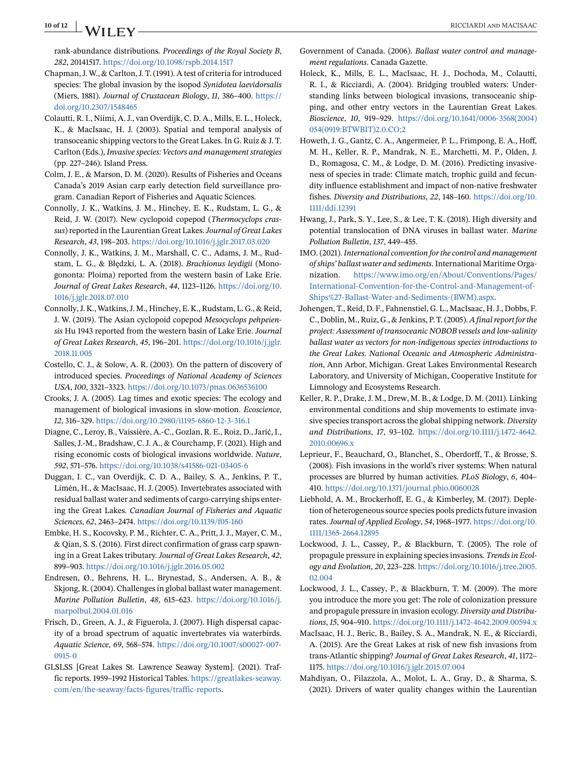rank-abundance distributions. *Proceedings of the Royal Society B*, *282*, 20141517. https://doi.org/10.1098/rspb.2014.1517

Chapman, J. W., & Carlton, J. T. (1991). A test of criteria for introduced species: The global invasion by the isopod *Synidotea laevidorsalis* (Miers, 1881). *Journal of Crustacean Biology*, *11*, 386–400. https://doi.org/10.2307/1548465

Colautti, R. I., Niimi, A. J., van Overdijk, C. D. A., Mills, E. L., Holeck, K., & MacIsaac, H. J. (2003). Spatial and temporal analysis of transoceanic shipping vectors to the Great Lakes. In G. Ruiz & J. T. Carlton (Eds.), *Invasive species: Vectors and management strategies* (pp. 227–246). Island Press.

Colm, J. E., & Marson, D. M. (2020). Results of Fisheries and Oceans Canada's 2019 Asian carp early detection field surveillance program. Canadian Report of Fisheries and Aquatic Sciences.

Connolly, J. K., Watkins, J. M., Hinchey, E. K., Rudstam, L. G., & Reid, J. W. (2017). New cyclopoid copepod (*Thermocyclops crassus*) reported in the Laurentian Great Lakes. *Journal of Great Lakes Research*, *43*, 198–203. https://doi.org/10.1016/j.jglr.2017.03.020

Connolly, J. K., Watkins, J. M., Marshall, C. C., Adams, J. M., Rudstam, L. G., & Błędzki, L. A. (2018). *Brachionus leydigii* (Monogononta: Ploima) reported from the western basin of Lake Erie. *Journal of Great Lakes Research*, *44*, 1123–1126. https://doi.org/10.1016/j.jglr.2018.07.010

Connolly, J. K., Watkins, J. M., Hinchey, E. K., Rudstam, L. G., & Reid, J. W. (2019). The Asian cyclopoid copepod *Mesocyclops pehpeiensis* Hu 1943 reported from the western basin of Lake Erie. *Journal of Great Lakes Research*, *45*, 196–201. https://doi.org/10.1016/j.jglr.2018.11.005

Costello, C. J., & Solow, A. R. (2003). On the pattern of discovery of introduced species. *Proceedings of National Academy of Sciences USA*, *100*, 3321–3323. https://doi.org/10.1073/pnas.0636536100

Crooks, J. A. (2005). Lag times and exotic species: The ecology and management of biological invasions in slow-motion. *Ecoscience*, *12*, 316–329. https://doi.org/10.2980/i1195-6860-12-3-316.1

Diagne, C., Leroy, B., Vaissière, A.-C., Gozlan, R. E., Roiz, D., Jarić, I., Salles, J.-M., Bradshaw, C. J. A., & Courchamp, F. (2021). High and rising economic costs of biological invasions worldwide. *Nature*, *592*, 571–576. https://doi.org/10.1038/s41586-021-03405-6

Duggan, I. C., van Overdijk, C. D. A., Bailey, S. A., Jenkins, P. T., Limén, H., & MacIsaac, H. J. (2005). Invertebrates associated with residual ballast water and sediments of cargo-carrying ships entering the Great Lakes. *Canadian Journal of Fisheries and Aquatic Sciences*, *62*, 2463–2474. https://doi.org/10.1139/f05-160

Embke, H. S., Kocovsky, P. M., Richter, C. A., Pritt, J. J., Mayer, C. M., & Qian, S. S. (2016). First direct confirmation of grass carp spawning in a Great Lakes tributary. *Journal of Great Lakes Research*, *42*, 899–903. https://doi.org/10.1016/j.jglr.2016.05.002

Endresen, Ø., Behrens, H. L., Brynestad, S., Andersen, A. B., & Skjong, R. (2004). Challenges in global ballast water management. *Marine Pollution Bulletin*, *48*, 615–623. https://doi.org/10.1016/j.marpolbul.2004.01.016

Frisch, D., Green, A. J., & Figuerola, J. (2007). High dispersal capacity of a broad spectrum of aquatic invertebrates via waterbirds. *Aquatic Science*, *69*, 568–574. https://doi.org/10.1007/s00027-007-0915-0

GLSLSS [Great Lakes St. Lawrence Seaway System]. (2021). Traffic reports. 1959–1992 Historical Tables. https://greatlakes-seaway.com/en/the-seaway/facts-figures/traffic-reports.

Government of Canada. (2006). *Ballast water control and management regulations*. Canada Gazette.

Holeck, K., Mills, E. L., MacIsaac, H. J., Dochoda, M., Colautti, R. I., & Ricciardi, A. (2004). Bridging troubled waters: Understanding links between biological invasions, transoceanic shipping, and other entry vectors in the Laurentian Great Lakes. *Bioscience*, *10*, 919–929. https://doi.org/10.1641/0006-3568(2004)054(0919:BTWBIT)2.0.CO;2

Howeth, J. G., Gantz, C. A., Angermeier, P. L., Frimpong, E. A., Hoff, M. H., Keller, R. P., Mandrak, N. E., Marchetti, M. P., Olden, J. D., Romagosa, C. M., & Lodge, D. M. (2016). Predicting invasiveness of species in trade: Climate match, trophic guild and fecundity influence establishment and impact of non-native freshwater fishes. *Diversity and Distributions*, *22*, 148–160. https://doi.org/10.1111/ddi.12391

Hwang, J., Park, S. Y., Lee, S., & Lee, T. K. (2018). High diversity and potential translocation of DNA viruses in ballast water. *Marine Pollution Bulletin*, *137*, 449–455.

IMO. (2021). *International convention for the control and management of ships' ballast water and sediments*. International Maritime Organization. https://www.imo.org/en/About/Conventions/Pages/International-Convention-for-the-Control-and-Management-of-Ships%27-Ballast-Water-and-Sediments-(BWM).aspx.

Johengen, T., Reid, D. F., Fahnenstiel, G. L., MacIsaac, H. J., Dobbs, F. C., Doblin, M., Ruiz, G., & Jenkins, P. T. (2005). *A final report for the project: Assessment of transoceanic NOBOB vessels and low-salinity ballast water as vectors for non-indigenous species introductions to the Great Lakes. National Oceanic and Atmospheric Administration*, Ann Arbor, Michigan. Great Lakes Environmental Research Laboratory, and University of Michigan, Cooperative Institute for Limnology and Ecosystems Research.

Keller, R. P., Drake, J. M., Drew, M. B., & Lodge, D. M. (2011). Linking environmental conditions and ship movements to estimate invasive species transport across the global shipping network. *Diversity and Distributions*, *17*, 93–102. https://doi.org/10.1111/j.1472-4642.2010.00696.x

Leprieur, F., Beauchard, O., Blanchet, S., Oberdorff, T., & Brosse, S. (2008). Fish invasions in the world's river systems: When natural processes are blurred by human activities. *PLoS Biology*, *6*, 404–410. https://doi.org/10.1371/journal.pbio.0060028

Liebhold, A. M., Brockerhoff, E. G., & Kimberley, M. (2017). Depletion of heterogeneous source species pools predicts future invasion rates. *Journal of Applied Ecology*, *54*, 1968–1977. https://doi.org/10.1111/1365-2664.12895

Lockwood, J. L., Cassey, P., & Blackburn, T. (2005). The role of propagule pressure in explaining species invasions. *Trends in Ecology and Evolution*, *20*, 223–228. https://doi.org/10.1016/j.tree.2005.02.004

Lockwood, J. L., Cassey, P., & Blackburn, T. M. (2009). The more you introduce the more you get: The role of colonization pressure and propagule pressure in invasion ecology. *Diversity and Distributions*, *15*, 904–910. https://doi.org/10.1111/j.1472-4642.2009.00594.x

MacIsaac, H. J., Beric, B., Bailey, S. A., Mandrak, N. E., & Ricciardi, A. (2015). Are the Great Lakes at risk of new fish invasions from trans-Atlantic shipping? *Journal of Great Lakes Research*, *41*, 1172–1175. https://doi.org/10.1016/j.jglr.2015.07.004

Mahdiyan, O., Filazzola, A., Molot, L. A., Gray, D., & Sharma, S. (2021). Drivers of water quality changes within the Laurentian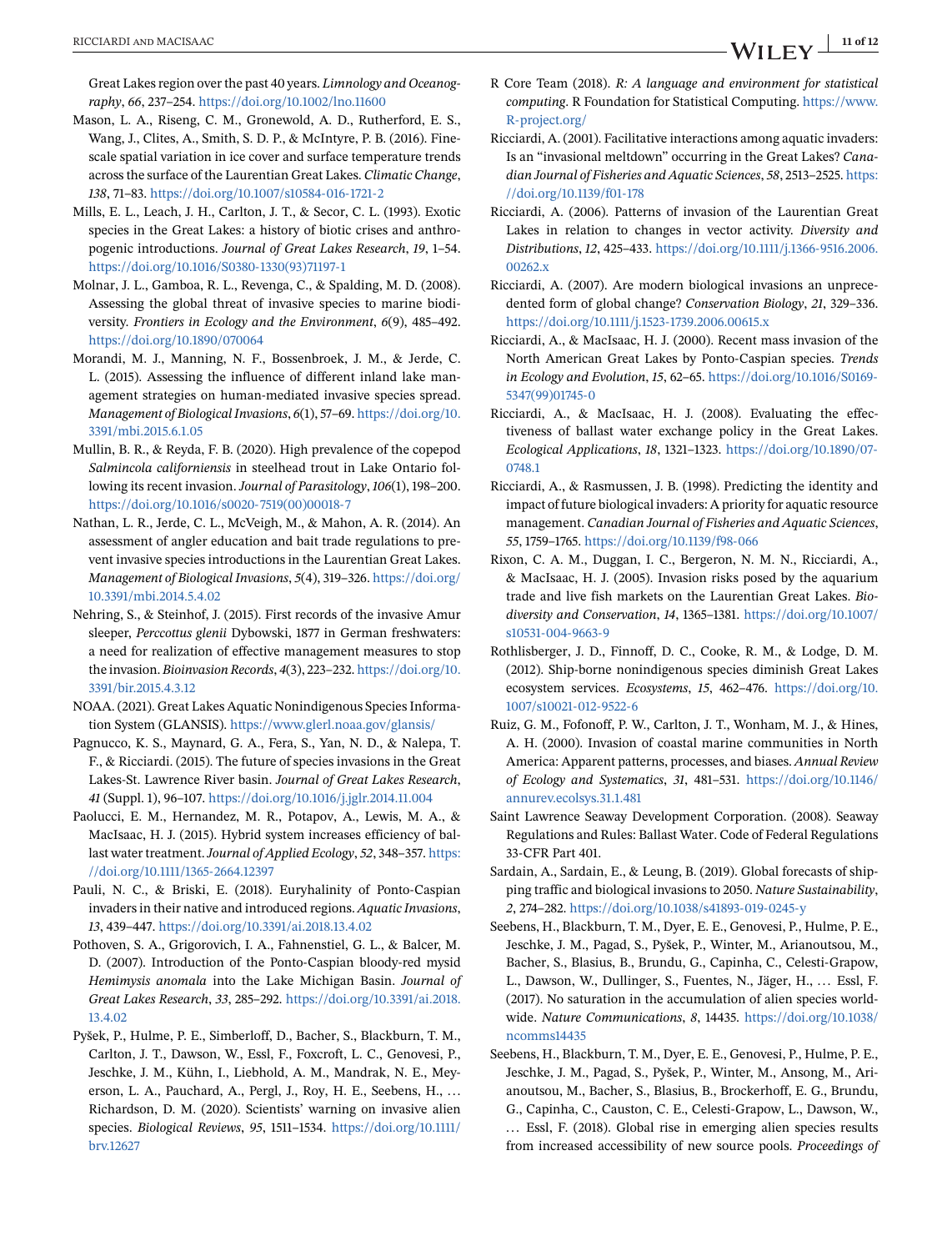Great Lakes region over the past 40 years. *Limnology and Oceanography*, *66*, 237–254. https://doi.org/10.1002/lno.11600

Mason, L. A., Riseng, C. M., Gronewold, A. D., Rutherford, E. S., Wang, J., Clites, A., Smith, S. D. P., & McIntyre, P. B. (2016). Fine-scale spatial variation in ice cover and surface temperature trends across the surface of the Laurentian Great Lakes. *Climatic Change*, *138*, 71–83. https://doi.org/10.1007/s10584-016-1721-2

Mills, E. L., Leach, J. H., Carlton, J. T., & Secor, C. L. (1993). Exotic species in the Great Lakes: a history of biotic crises and anthropogenic introductions. *Journal of Great Lakes Research*, *19*, 1–54. https://doi.org/10.1016/S0380-1330(93)71197-1

Molnar, J. L., Gamboa, R. L., Revenga, C., & Spalding, M. D. (2008). Assessing the global threat of invasive species to marine biodiversity. *Frontiers in Ecology and the Environment*, *6*(9), 485–492. https://doi.org/10.1890/070064

Morandi, M. J., Manning, N. F., Bossenbroek, J. M., & Jerde, C. L. (2015). Assessing the influence of different inland lake management strategies on human-mediated invasive species spread. *Management of Biological Invasions*, *6*(1), 57–69. https://doi.org/10.3391/mbi.2015.6.1.05

Mullin, B. R., & Reyda, F. B. (2020). High prevalence of the copepod *Salmincola californiensis* in steelhead trout in Lake Ontario following its recent invasion. *Journal of Parasitology*, *106*(1), 198–200. https://doi.org/10.1016/s0020-7519(00)00018-7

Nathan, L. R., Jerde, C. L., McVeigh, M., & Mahon, A. R. (2014). An assessment of angler education and bait trade regulations to prevent invasive species introductions in the Laurentian Great Lakes. *Management of Biological Invasions*, *5*(4), 319–326. https://doi.org/10.3391/mbi.2014.5.4.02

Nehring, S., & Steinhof, J. (2015). First records of the invasive Amur sleeper, *Perccottus glenii* Dybowski, 1877 in German freshwaters: a need for realization of effective management measures to stop the invasion. *Bioinvasion Records*, *4*(3), 223–232. https://doi.org/10.3391/bir.2015.4.3.12

NOAA. (2021). Great Lakes Aquatic Nonindigenous Species Information System (GLANSIS). https://www.glerl.noaa.gov/glansis/

Pagnucco, K. S., Maynard, G. A., Fera, S., Yan, N. D., & Nalepa, T. F., & Ricciardi. (2015). The future of species invasions in the Great Lakes-St. Lawrence River basin. *Journal of Great Lakes Research*, *41* (Suppl. 1), 96–107. https://doi.org/10.1016/j.jglr.2014.11.004

Paolucci, E. M., Hernandez, M. R., Potapov, A., Lewis, M. A., & MacIsaac, H. J. (2015). Hybrid system increases efficiency of ballast water treatment. *Journal of Applied Ecology*, *52*, 348–357. https://doi.org/10.1111/1365-2664.12397

Pauli, N. C., & Briski, E. (2018). Euryhalinity of Ponto-Caspian invaders in their native and introduced regions. *Aquatic Invasions*, *13*, 439–447. https://doi.org/10.3391/ai.2018.13.4.02

Pothoven, S. A., Grigorovich, I. A., Fahnenstiel, G. L., & Balcer, M. D. (2007). Introduction of the Ponto-Caspian bloody-red mysid *Hemimysis anomala* into the Lake Michigan Basin. *Journal of Great Lakes Research*, *33*, 285–292. https://doi.org/10.3391/ai.2018.13.4.02

Pyšek, P., Hulme, P. E., Simberloff, D., Bacher, S., Blackburn, T. M., Carlton, J. T., Dawson, W., Essl, F., Foxcroft, L. C., Genovesi, P., Jeschke, J. M., Kühn, I., Liebhold, A. M., Mandrak, N. E., Meyerson, L. A., Pauchard, A., Pergl, J., Roy, H. E., Seebens, H., … Richardson, D. M. (2020). Scientists' warning on invasive alien species. *Biological Reviews*, *95*, 1511–1534. https://doi.org/10.1111/brv.12627

R Core Team (2018). *R: A language and environment for statistical computing*. R Foundation for Statistical Computing. https://www.R-project.org/

Ricciardi, A. (2001). Facilitative interactions among aquatic invaders: Is an "invasional meltdown" occurring in the Great Lakes? *Canadian Journal of Fisheries and Aquatic Sciences*, *58*, 2513–2525. https://doi.org/10.1139/f01-178

Ricciardi, A. (2006). Patterns of invasion of the Laurentian Great Lakes in relation to changes in vector activity. *Diversity and Distributions*, *12*, 425–433. https://doi.org/10.1111/j.1366-9516.2006.00262.x

Ricciardi, A. (2007). Are modern biological invasions an unprecedented form of global change? *Conservation Biology*, *21*, 329–336. https://doi.org/10.1111/j.1523-1739.2006.00615.x

Ricciardi, A., & MacIsaac, H. J. (2000). Recent mass invasion of the North American Great Lakes by Ponto-Caspian species. *Trends in Ecology and Evolution*, *15*, 62–65. https://doi.org/10.1016/S0169-5347(99)01745-0

Ricciardi, A., & MacIsaac, H. J. (2008). Evaluating the effectiveness of ballast water exchange policy in the Great Lakes. *Ecological Applications*, *18*, 1321–1323. https://doi.org/10.1890/07-0748.1

Ricciardi, A., & Rasmussen, J. B. (1998). Predicting the identity and impact of future biological invaders: A priority for aquatic resource management. *Canadian Journal of Fisheries and Aquatic Sciences*, *55*, 1759–1765. https://doi.org/10.1139/f98-066

Rixon, C. A. M., Duggan, I. C., Bergeron, N. M. N., Ricciardi, A., & MacIsaac, H. J. (2005). Invasion risks posed by the aquarium trade and live fish markets on the Laurentian Great Lakes. *Biodiversity and Conservation*, *14*, 1365–1381. https://doi.org/10.1007/s10531-004-9663-9

Rothlisberger, J. D., Finnoff, D. C., Cooke, R. M., & Lodge, D. M. (2012). Ship-borne nonindigenous species diminish Great Lakes ecosystem services. *Ecosystems*, *15*, 462–476. https://doi.org/10.1007/s10021-012-9522-6

Ruiz, G. M., Fofonoff, P. W., Carlton, J. T., Wonham, M. J., & Hines, A. H. (2000). Invasion of coastal marine communities in North America: Apparent patterns, processes, and biases. *Annual Review of Ecology and Systematics*, *31*, 481–531. https://doi.org/10.1146/annurev.ecolsys.31.1.481

Saint Lawrence Seaway Development Corporation. (2008). Seaway Regulations and Rules: Ballast Water. Code of Federal Regulations 33-CFR Part 401.

Sardain, A., Sardain, E., & Leung, B. (2019). Global forecasts of shipping traffic and biological invasions to 2050. *Nature Sustainability*, *2*, 274–282. https://doi.org/10.1038/s41893-019-0245-y

Seebens, H., Blackburn, T. M., Dyer, E. E., Genovesi, P., Hulme, P. E., Jeschke, J. M., Pagad, S., Pyšek, P., Winter, M., Arianoutsou, M., Bacher, S., Blasius, B., Brundu, G., Capinha, C., Celesti-Grapow, L., Dawson, W., Dullinger, S., Fuentes, N., Jäger, H., … Essl, F. (2017). No saturation in the accumulation of alien species worldwide. *Nature Communications*, *8*, 14435. https://doi.org/10.1038/ncomms14435

Seebens, H., Blackburn, T. M., Dyer, E. E., Genovesi, P., Hulme, P. E., Jeschke, J. M., Pagad, S., Pyšek, P., Winter, M., Ansong, M., Arianoutsou, M., Bacher, S., Blasius, B., Brockerhoff, E. G., Brundu, G., Capinha, C., Causton, C. E., Celesti-Grapow, L., Dawson, W., … Essl, F. (2018). Global rise in emerging alien species results from increased accessibility of new source pools. *Proceedings of*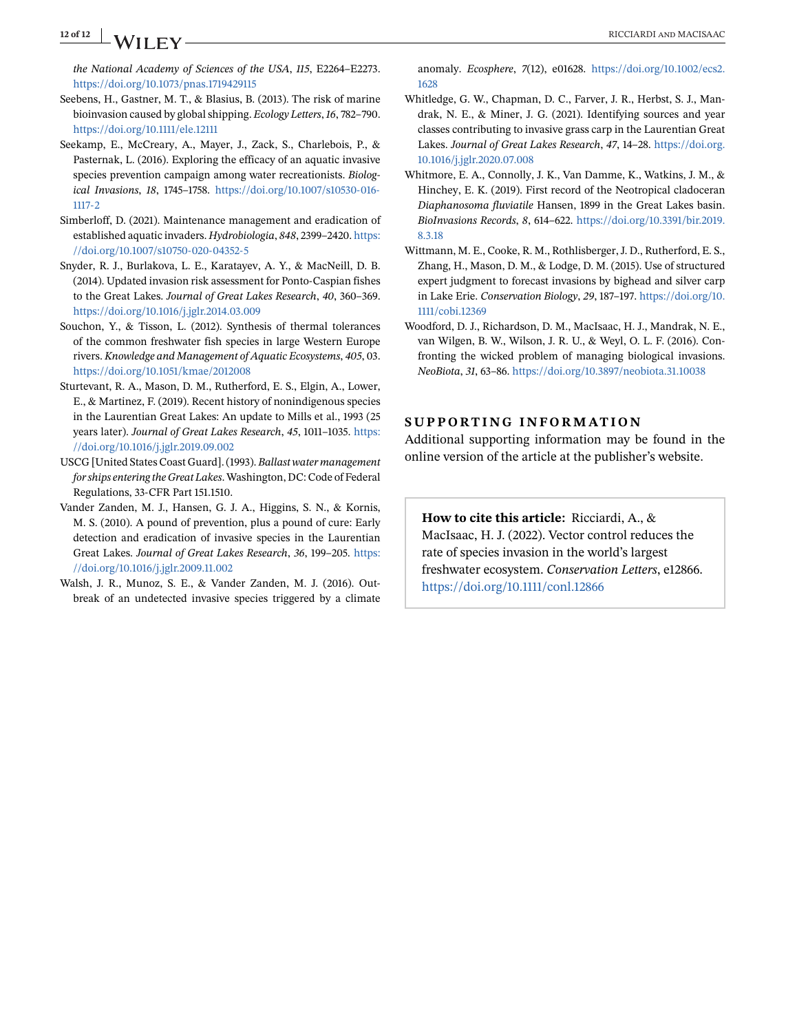*the National Academy of Sciences of the USA*, *115*, E2264–E2273. https://doi.org/10.1073/pnas.1719429115

Seebens, H., Gastner, M. T., & Blasius, B. (2013). The risk of marine bioinvasion caused by global shipping. *Ecology Letters*, *16*, 782–790. https://doi.org/10.1111/ele.12111

Seekamp, E., McCreary, A., Mayer, J., Zack, S., Charlebois, P., & Pasternak, L. (2016). Exploring the efficacy of an aquatic invasive species prevention campaign among water recreationists. *Biological Invasions*, *18*, 1745–1758. https://doi.org/10.1007/s10530-016-1117-2

Simberloff, D. (2021). Maintenance management and eradication of established aquatic invaders. *Hydrobiologia*, *848*, 2399–2420. https://doi.org/10.1007/s10750-020-04352-5

Snyder, R. J., Burlakova, L. E., Karatayev, A. Y., & MacNeill, D. B. (2014). Updated invasion risk assessment for Ponto-Caspian fishes to the Great Lakes. *Journal of Great Lakes Research*, *40*, 360–369. https://doi.org/10.1016/j.jglr.2014.03.009

Souchon, Y., & Tisson, L. (2012). Synthesis of thermal tolerances of the common freshwater fish species in large Western Europe rivers. *Knowledge and Management of Aquatic Ecosystems*, *405*, 03. https://doi.org/10.1051/kmae/2012008

Sturtevant, R. A., Mason, D. M., Rutherford, E. S., Elgin, A., Lower, E., & Martinez, F. (2019). Recent history of nonindigenous species in the Laurentian Great Lakes: An update to Mills et al., 1993 (25 years later). *Journal of Great Lakes Research*, *45*, 1011–1035. https://doi.org/10.1016/j.jglr.2019.09.002

USCG [United States Coast Guard]. (1993). *Ballast water management for ships entering the Great Lakes*. Washington, DC: Code of Federal Regulations, 33-CFR Part 151.1510.

Vander Zanden, M. J., Hansen, G. J. A., Higgins, S. N., & Kornis, M. S. (2010). A pound of prevention, plus a pound of cure: Early detection and eradication of invasive species in the Laurentian Great Lakes. *Journal of Great Lakes Research*, *36*, 199–205. https://doi.org/10.1016/j.jglr.2009.11.002

Walsh, J. R., Munoz, S. E., & Vander Zanden, M. J. (2016). Outbreak of an undetected invasive species triggered by a climate anomaly. *Ecosphere*, *7*(12), e01628. https://doi.org/10.1002/ecs2.1628

Whitledge, G. W., Chapman, D. C., Farver, J. R., Herbst, S. J., Mandrak, N. E., & Miner, J. G. (2021). Identifying sources and year classes contributing to invasive grass carp in the Laurentian Great Lakes. *Journal of Great Lakes Research*, *47*, 14–28. https://doi.org/10.1016/j.jglr.2020.07.008

Whitmore, E. A., Connolly, J. K., Van Damme, K., Watkins, J. M., & Hinchey, E. K. (2019). First record of the Neotropical cladoceran *Diaphanosoma fluviatile* Hansen, 1899 in the Great Lakes basin. *BioInvasions Records*, *8*, 614–622. https://doi.org/10.3391/bir.2019.8.3.18

Wittmann, M. E., Cooke, R. M., Rothlisberger, J. D., Rutherford, E. S., Zhang, H., Mason, D. M., & Lodge, D. M. (2015). Use of structured expert judgment to forecast invasions by bighead and silver carp in Lake Erie. *Conservation Biology*, *29*, 187–197. https://doi.org/10.1111/cobi.12369

Woodford, D. J., Richardson, D. M., MacIsaac, H. J., Mandrak, N. E., van Wilgen, B. W., Wilson, J. R. U., & Weyl, O. L. F. (2016). Confronting the wicked problem of managing biological invasions. *NeoBiota*, *31*, 63–86. https://doi.org/10.3897/neobiota.31.10038

## SUPPORTING INFORMATION

Additional supporting information may be found in the online version of the article at the publisher's website.

**How to cite this article:** Ricciardi, A., & MacIsaac, H. J. (2022). Vector control reduces the rate of species invasion in the world's largest freshwater ecosystem. *Conservation Letters*, e12866. https://doi.org/10.1111/conl.12866